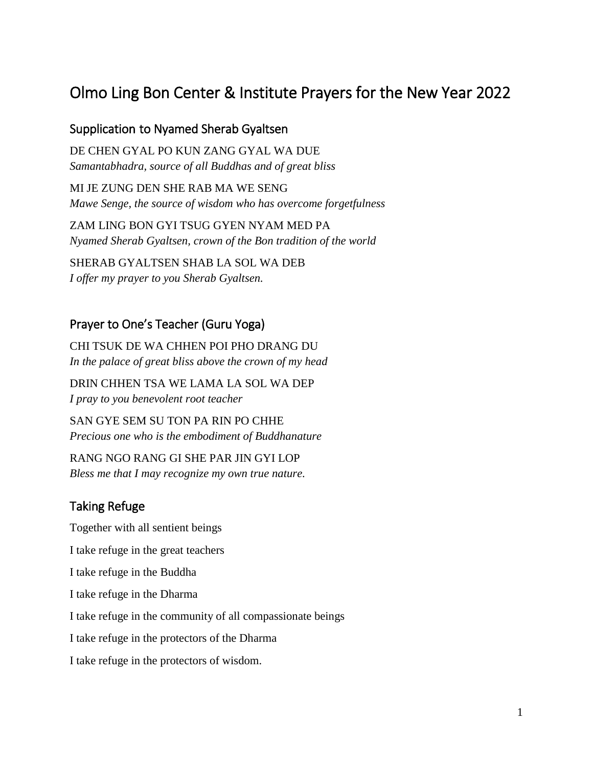# Olmo Ling Bon Center & Institute Prayers for the New Year 2022

## Supplication to Nyamed Sherab Gyaltsen

DE CHEN GYAL PO KUN ZANG GYAL WA DUE
*Samantabhadra, source of all Buddhas and of great bliss*

MI JE ZUNG DEN SHE RAB MA WE SENG
*Mawe Senge, the source of wisdom who has overcome forgetfulness*

ZAM LING BON GYI TSUG GYEN NYAM MED PA
*Nyamed Sherab Gyaltsen, crown of the Bon tradition of the world*

SHERAB GYALTSEN SHAB LA SOL WA DEB
*I offer my prayer to you Sherab Gyaltsen.*

## Prayer to One's Teacher (Guru Yoga)

CHI TSUK DE WA CHHEN POI PHO DRANG DU
*In the palace of great bliss above the crown of my head*

DRIN CHHEN TSA WE LAMA LA SOL WA DEP
*I pray to you benevolent root teacher*

SAN GYE SEM SU TON PA RIN PO CHHE
*Precious one who is the embodiment of Buddhanature*

RANG NGO RANG GI SHE PAR JIN GYI LOP
*Bless me that I may recognize my own true nature.*

## Taking Refuge

Together with all sentient beings

I take refuge in the great teachers

I take refuge in the Buddha

I take refuge in the Dharma

I take refuge in the community of all compassionate beings

I take refuge in the protectors of the Dharma

I take refuge in the protectors of wisdom.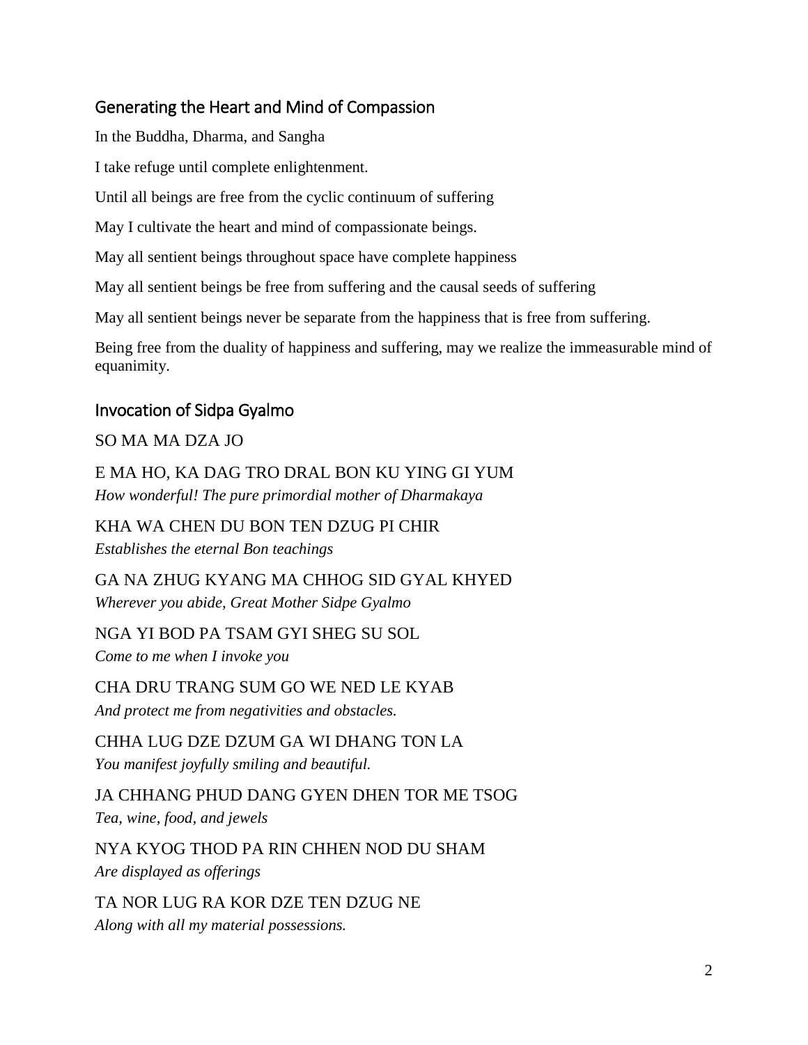## Generating the Heart and Mind of Compassion

In the Buddha, Dharma, and Sangha

I take refuge until complete enlightenment.

Until all beings are free from the cyclic continuum of suffering

May I cultivate the heart and mind of compassionate beings.

May all sentient beings throughout space have complete happiness

May all sentient beings be free from suffering and the causal seeds of suffering

May all sentient beings never be separate from the happiness that is free from suffering.

Being free from the duality of happiness and suffering, may we realize the immeasurable mind of equanimity.

## Invocation of Sidpa Gyalmo

SO MA MA DZA JO

E MA HO, KA DAG TRO DRAL BON KU YING GI YUM
*How wonderful! The pure primordial mother of Dharmakaya*

KHA WA CHEN DU BON TEN DZUG PI CHIR
*Establishes the eternal Bon teachings*

GA NA ZHUG KYANG MA CHHOG SID GYAL KHYED
*Wherever you abide, Great Mother Sidpe Gyalmo*

NGA YI BOD PA TSAM GYI SHEG SU SOL
*Come to me when I invoke you*

CHA DRU TRANG SUM GO WE NED LE KYAB
*And protect me from negativities and obstacles.*

CHHA LUG DZE DZUM GA WI DHANG TON LA
*You manifest joyfully smiling and beautiful.*

JA CHHANG PHUD DANG GYEN DHEN TOR ME TSOG
*Tea, wine, food, and jewels*

NYA KYOG THOD PA RIN CHHEN NOD DU SHAM
*Are displayed as offerings*

TA NOR LUG RA KOR DZE TEN DZUG NE
*Along with all my material possessions.*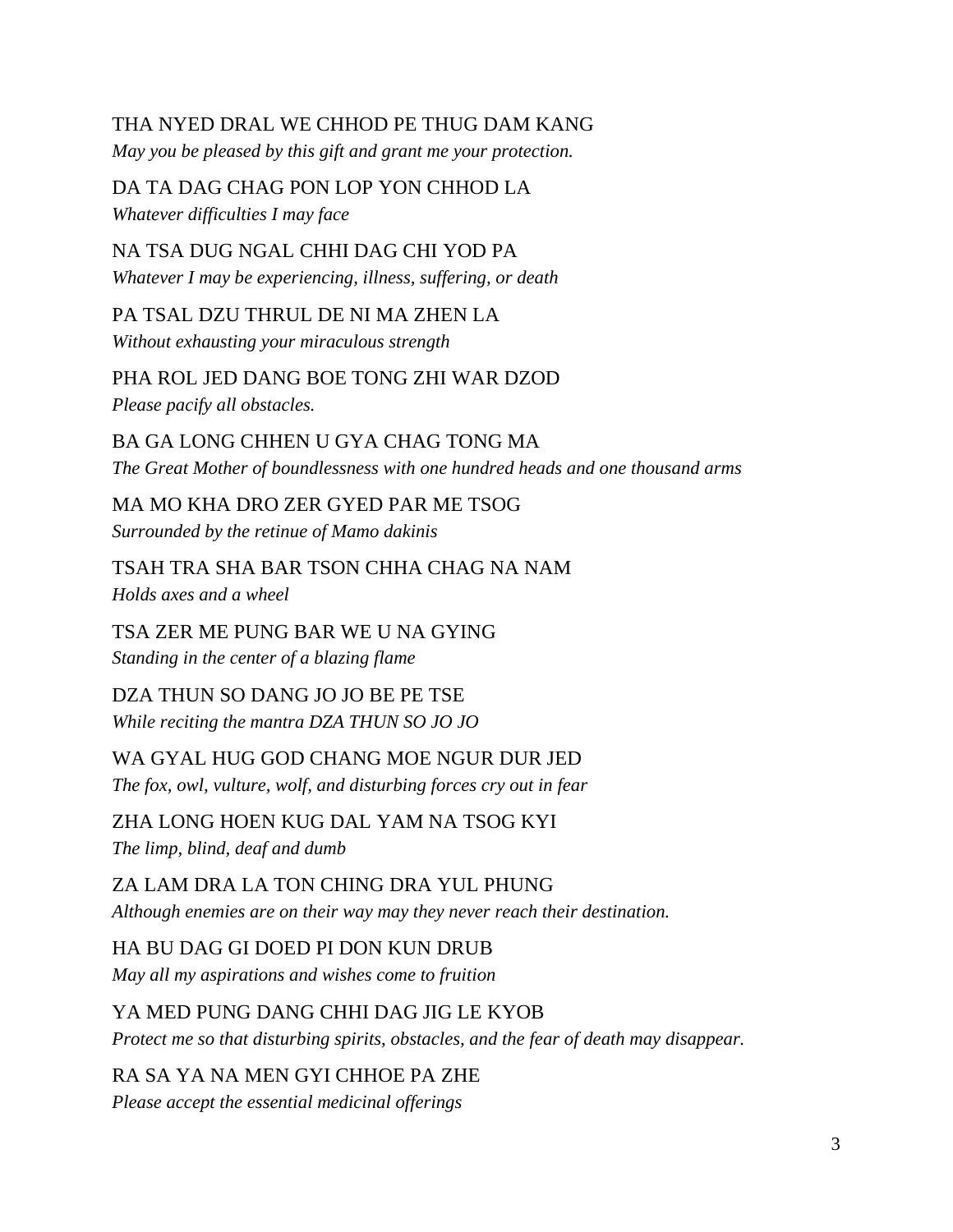THA NYED DRAL WE CHHOD PE THUG DAM KANG
*May you be pleased by this gift and grant me your protection.*

DA TA DAG CHAG PON LOP YON CHHOD LA
*Whatever difficulties I may face*

NA TSA DUG NGAL CHHI DAG CHI YOD PA
*Whatever I may be experiencing, illness, suffering, or death*

PA TSAL DZU THRUL DE NI MA ZHEN LA
*Without exhausting your miraculous strength*

PHA ROL JED DANG BOE TONG ZHI WAR DZOD
*Please pacify all obstacles.*

BA GA LONG CHHEN U GYA CHAG TONG MA
*The Great Mother of boundlessness with one hundred heads and one thousand arms*

MA MO KHA DRO ZER GYED PAR ME TSOG
*Surrounded by the retinue of Mamo dakinis*

TSAH TRA SHA BAR TSON CHHA CHAG NA NAM
*Holds axes and a wheel*

TSA ZER ME PUNG BAR WE U NA GYING
*Standing in the center of a blazing flame*

DZA THUN SO DANG JO JO BE PE TSE
*While reciting the mantra DZA THUN SO JO JO*

WA GYAL HUG GOD CHANG MOE NGUR DUR JED
*The fox, owl, vulture, wolf, and disturbing forces cry out in fear*

ZHA LONG HOEN KUG DAL YAM NA TSOG KYI
*The limp, blind, deaf and dumb*

ZA LAM DRA LA TON CHING DRA YUL PHUNG
*Although enemies are on their way may they never reach their destination.*

HA BU DAG GI DOED PI DON KUN DRUB
*May all my aspirations and wishes come to fruition*

YA MED PUNG DANG CHHI DAG JIG LE KYOB
*Protect me so that disturbing spirits, obstacles, and the fear of death may disappear.*

RA SA YA NA MEN GYI CHHOE PA ZHE
*Please accept the essential medicinal offerings*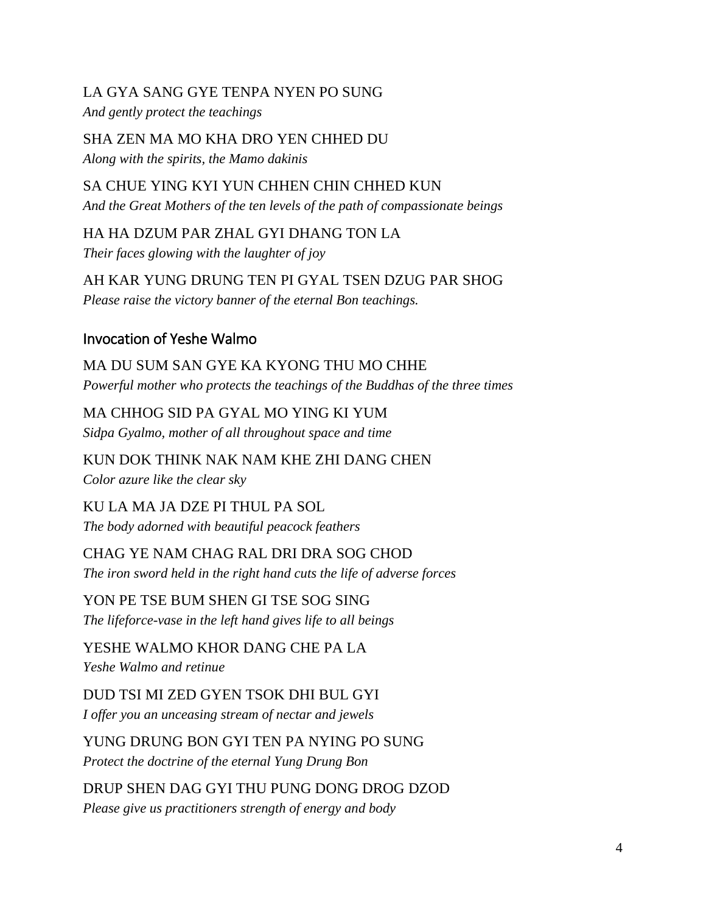LA GYA SANG GYE TENPA NYEN PO SUNG
*And gently protect the teachings*

SHA ZEN MA MO KHA DRO YEN CHHED DU
*Along with the spirits, the Mamo dakinis*

SA CHUE YING KYI YUN CHHEN CHIN CHHED KUN
*And the Great Mothers of the ten levels of the path of compassionate beings*

HA HA DZUM PAR ZHAL GYI DHANG TON LA
*Their faces glowing with the laughter of joy*

AH KAR YUNG DRUNG TEN PI GYAL TSEN DZUG PAR SHOG
*Please raise the victory banner of the eternal Bon teachings.*

## Invocation of Yeshe Walmo

MA DU SUM SAN GYE KA KYONG THU MO CHHE
*Powerful mother who protects the teachings of the Buddhas of the three times*

MA CHHOG SID PA GYAL MO YING KI YUM
*Sidpa Gyalmo, mother of all throughout space and time*

KUN DOK THINK NAK NAM KHE ZHI DANG CHEN
*Color azure like the clear sky*

KU LA MA JA DZE PI THUL PA SOL
*The body adorned with beautiful peacock feathers*

CHAG YE NAM CHAG RAL DRI DRA SOG CHOD
*The iron sword held in the right hand cuts the life of adverse forces*

YON PE TSE BUM SHEN GI TSE SOG SING
*The lifeforce-vase in the left hand gives life to all beings*

YESHE WALMO KHOR DANG CHE PA LA
*Yeshe Walmo and retinue*

DUD TSI MI ZED GYEN TSOK DHI BUL GYI
*I offer you an unceasing stream of nectar and jewels*

YUNG DRUNG BON GYI TEN PA NYING PO SUNG
*Protect the doctrine of the eternal Yung Drung Bon*

DRUP SHEN DAG GYI THU PUNG DONG DROG DZOD
*Please give us practitioners strength of energy and body*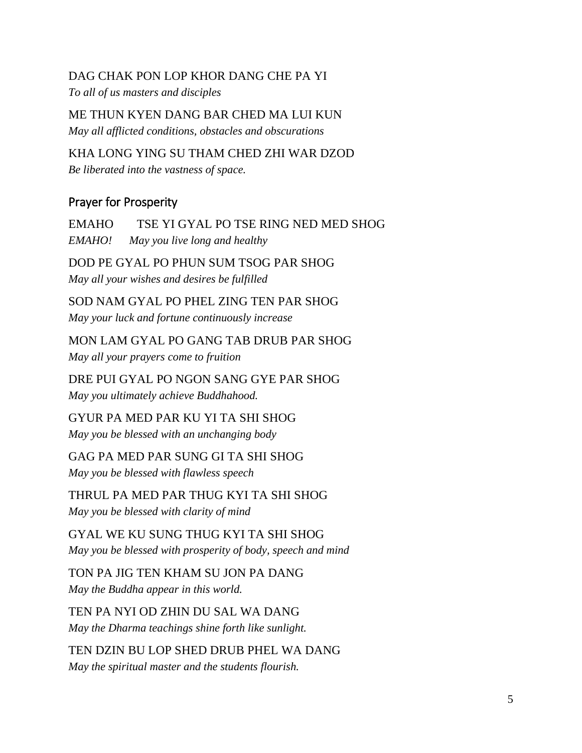DAG CHAK PON LOP KHOR DANG CHE PA YI
*To all of us masters and disciples*

ME THUN KYEN DANG BAR CHED MA LUI KUN
*May all afflicted conditions, obstacles and obscurations*

KHA LONG YING SU THAM CHED ZHI WAR DZOD
*Be liberated into the vastness of space.*

## Prayer for Prosperity

EMAHO TSE YI GYAL PO TSE RING NED MED SHOG
*EMAHO! May you live long and healthy*

DOD PE GYAL PO PHUN SUM TSOG PAR SHOG
*May all your wishes and desires be fulfilled*

SOD NAM GYAL PO PHEL ZING TEN PAR SHOG
*May your luck and fortune continuously increase*

MON LAM GYAL PO GANG TAB DRUB PAR SHOG
*May all your prayers come to fruition*

DRE PUI GYAL PO NGON SANG GYE PAR SHOG
*May you ultimately achieve Buddhahood.*

GYUR PA MED PAR KU YI TA SHI SHOG
*May you be blessed with an unchanging body*

GAG PA MED PAR SUNG GI TA SHI SHOG
*May you be blessed with flawless speech*

THRUL PA MED PAR THUG KYI TA SHI SHOG
*May you be blessed with clarity of mind*

GYAL WE KU SUNG THUG KYI TA SHI SHOG
*May you be blessed with prosperity of body, speech and mind*

TON PA JIG TEN KHAM SU JON PA DANG
*May the Buddha appear in this world.*

TEN PA NYI OD ZHIN DU SAL WA DANG
*May the Dharma teachings shine forth like sunlight.*

TEN DZIN BU LOP SHED DRUB PHEL WA DANG
*May the spiritual master and the students flourish.*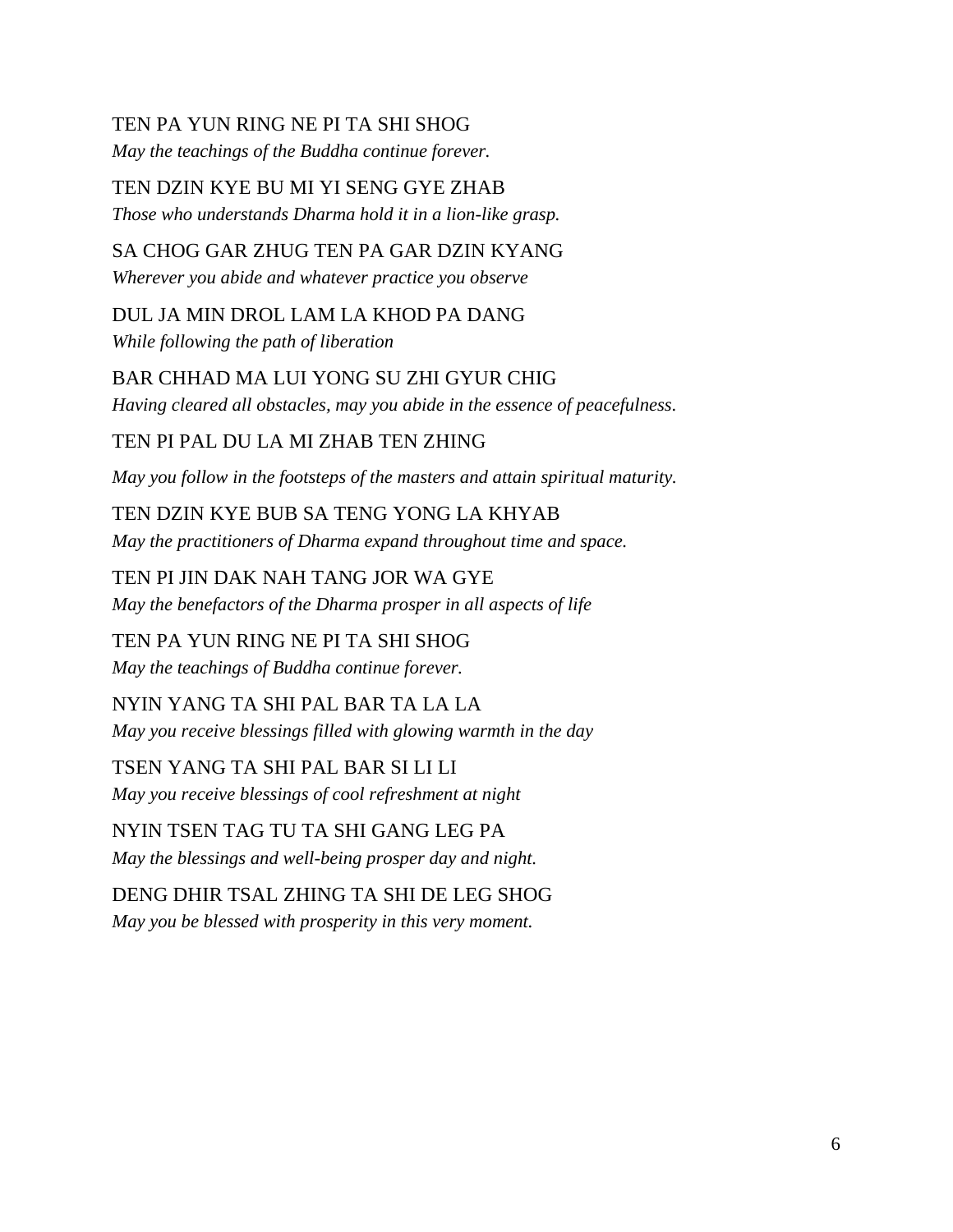TEN PA YUN RING NE PI TA SHI SHOG
*May the teachings of the Buddha continue forever.*

TEN DZIN KYE BU MI YI SENG GYE ZHAB
*Those who understands Dharma hold it in a lion-like grasp.*

SA CHOG GAR ZHUG TEN PA GAR DZIN KYANG
*Wherever you abide and whatever practice you observe*

DUL JA MIN DROL LAM LA KHOD PA DANG
*While following the path of liberation*

BAR CHHAD MA LUI YONG SU ZHI GYUR CHIG
*Having cleared all obstacles, may you abide in the essence of peacefulness.*

TEN PI PAL DU LA MI ZHAB TEN ZHING

*May you follow in the footsteps of the masters and attain spiritual maturity.*

TEN DZIN KYE BUB SA TENG YONG LA KHYAB
*May the practitioners of Dharma expand throughout time and space.*

TEN PI JIN DAK NAH TANG JOR WA GYE
*May the benefactors of the Dharma prosper in all aspects of life*

TEN PA YUN RING NE PI TA SHI SHOG
*May the teachings of Buddha continue forever.*

NYIN YANG TA SHI PAL BAR TA LA LA
*May you receive blessings filled with glowing warmth in the day*

TSEN YANG TA SHI PAL BAR SI LI LI
*May you receive blessings of cool refreshment at night*

NYIN TSEN TAG TU TA SHI GANG LEG PA
*May the blessings and well-being prosper day and night.*

DENG DHIR TSAL ZHING TA SHI DE LEG SHOG
*May you be blessed with prosperity in this very moment.*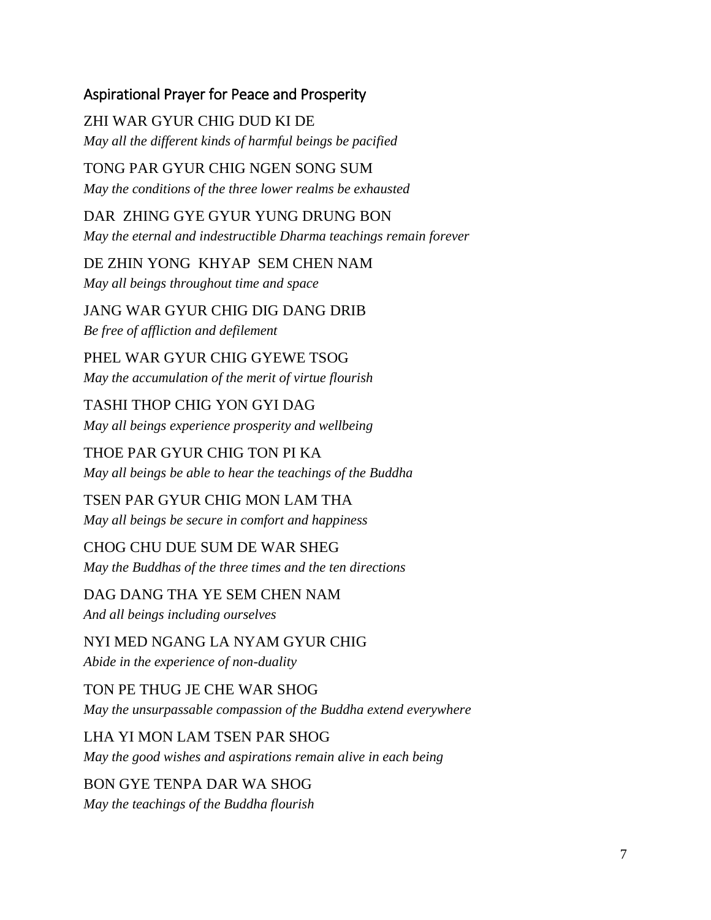## Aspirational Prayer for Peace and Prosperity

ZHI WAR GYUR CHIG DUD KI DE
*May all the different kinds of harmful beings be pacified*

TONG PAR GYUR CHIG NGEN SONG SUM
*May the conditions of the three lower realms be exhausted*

DAR ZHING GYE GYUR YUNG DRUNG BON
*May the eternal and indestructible Dharma teachings remain forever*

DE ZHIN YONG KHYAP SEM CHEN NAM
*May all beings throughout time and space*

JANG WAR GYUR CHIG DIG DANG DRIB
*Be free of affliction and defilement*

PHEL WAR GYUR CHIG GYEWE TSOG
*May the accumulation of the merit of virtue flourish*

TASHI THOP CHIG YON GYI DAG
*May all beings experience prosperity and wellbeing*

THOE PAR GYUR CHIG TON PI KA
*May all beings be able to hear the teachings of the Buddha*

TSEN PAR GYUR CHIG MON LAM THA
*May all beings be secure in comfort and happiness*

CHOG CHU DUE SUM DE WAR SHEG
*May the Buddhas of the three times and the ten directions*

DAG DANG THA YE SEM CHEN NAM
*And all beings including ourselves*

NYI MED NGANG LA NYAM GYUR CHIG
*Abide in the experience of non-duality*

TON PE THUG JE CHE WAR SHOG
*May the unsurpassable compassion of the Buddha extend everywhere*

LHA YI MON LAM TSEN PAR SHOG
*May the good wishes and aspirations remain alive in each being*

BON GYE TENPA DAR WA SHOG
*May the teachings of the Buddha flourish*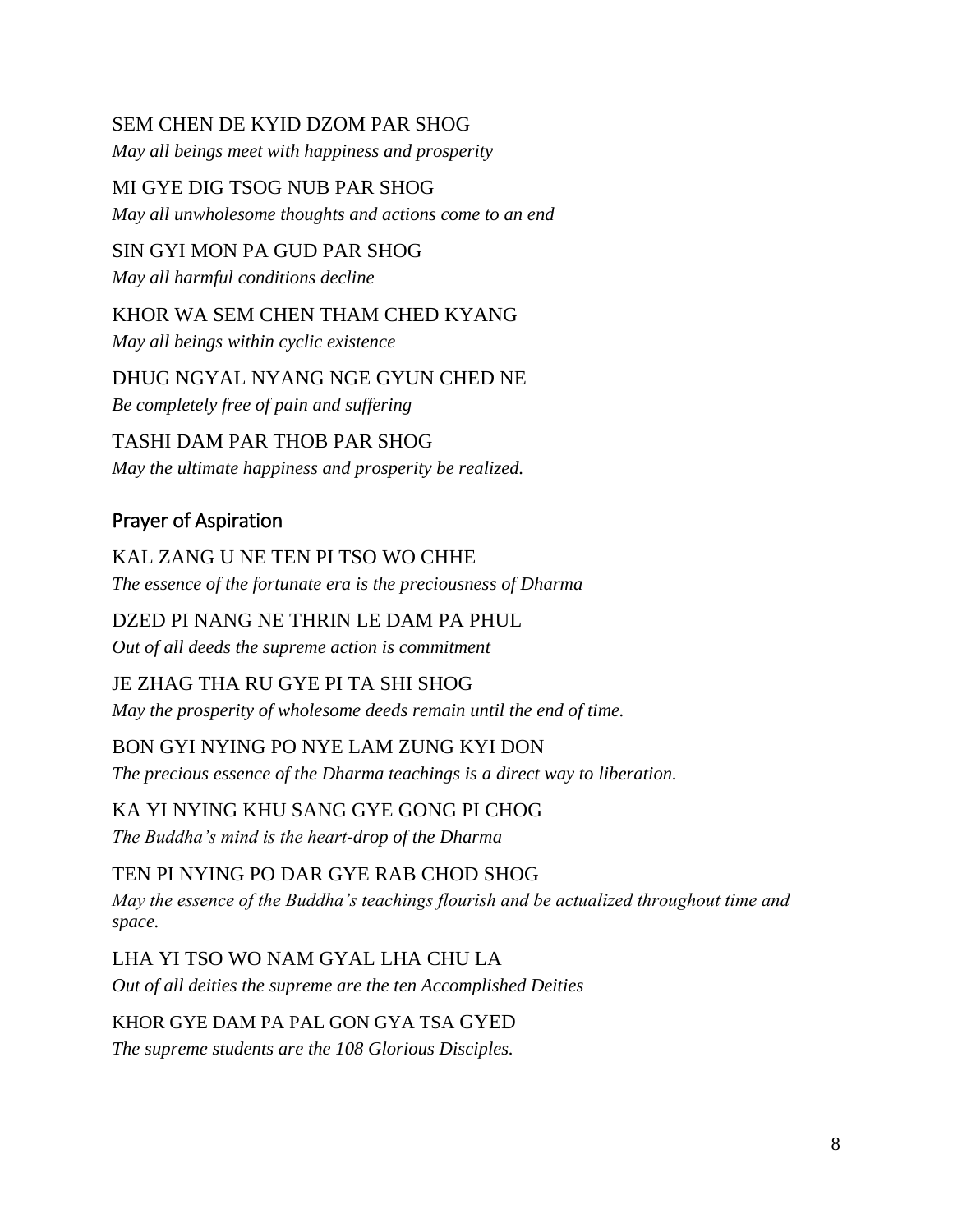SEM CHEN DE KYID DZOM PAR SHOG
*May all beings meet with happiness and prosperity*

MI GYE DIG TSOG NUB PAR SHOG
*May all unwholesome thoughts and actions come to an end*

SIN GYI MON PA GUD PAR SHOG
*May all harmful conditions decline*

KHOR WA SEM CHEN THAM CHED KYANG
*May all beings within cyclic existence*

DHUG NGYAL NYANG NGE GYUN CHED NE
*Be completely free of pain and suffering*

TASHI DAM PAR THOB PAR SHOG
*May the ultimate happiness and prosperity be realized.*

## Prayer of Aspiration

KAL ZANG U NE TEN PI TSO WO CHHE
*The essence of the fortunate era is the preciousness of Dharma*

DZED PI NANG NE THRIN LE DAM PA PHUL
*Out of all deeds the supreme action is commitment*

JE ZHAG THA RU GYE PI TA SHI SHOG
*May the prosperity of wholesome deeds remain until the end of time.*

BON GYI NYING PO NYE LAM ZUNG KYI DON
*The precious essence of the Dharma teachings is a direct way to liberation.*

KA YI NYING KHU SANG GYE GONG PI CHOG
*The Buddha's mind is the heart-drop of the Dharma*

TEN PI NYING PO DAR GYE RAB CHOD SHOG
*May the essence of the Buddha's teachings flourish and be actualized throughout time and space.*

LHA YI TSO WO NAM GYAL LHA CHU LA
*Out of all deities the supreme are the ten Accomplished Deities*

KHOR GYE DAM PA PAL GON GYA TSA GYED
*The supreme students are the 108 Glorious Disciples.*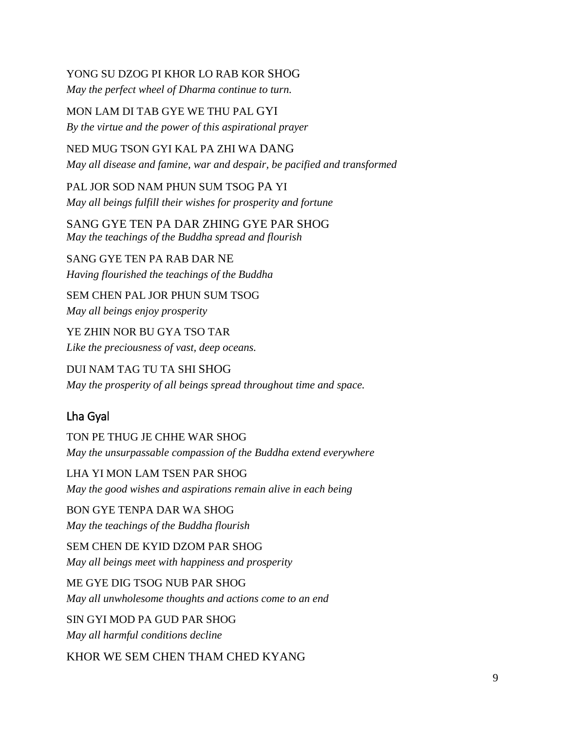YONG SU DZOG PI KHOR LO RAB KOR SHOG
*May the perfect wheel of Dharma continue to turn.*

MON LAM DI TAB GYE WE THU PAL GYI
*By the virtue and the power of this aspirational prayer*

NED MUG TSON GYI KAL PA ZHI WA DANG
*May all disease and famine, war and despair, be pacified and transformed*

PAL JOR SOD NAM PHUN SUM TSOG PA YI
*May all beings fulfill their wishes for prosperity and fortune*

SANG GYE TEN PA DAR ZHING GYE PAR SHOG
*May the teachings of the Buddha spread and flourish*

SANG GYE TEN PA RAB DAR NE
*Having flourished the teachings of the Buddha*

SEM CHEN PAL JOR PHUN SUM TSOG
*May all beings enjoy prosperity*

YE ZHIN NOR BU GYA TSO TAR
*Like the preciousness of vast, deep oceans.*

DUI NAM TAG TU TA SHI SHOG
*May the prosperity of all beings spread throughout time and space.*

## Lha Gyal

TON PE THUG JE CHHE WAR SHOG
*May the unsurpassable compassion of the Buddha extend everywhere*

LHA YI MON LAM TSEN PAR SHOG
*May the good wishes and aspirations remain alive in each being*

BON GYE TENPA DAR WA SHOG
*May the teachings of the Buddha flourish*

SEM CHEN DE KYID DZOM PAR SHOG
*May all beings meet with happiness and prosperity*

ME GYE DIG TSOG NUB PAR SHOG
*May all unwholesome thoughts and actions come to an end*

SIN GYI MOD PA GUD PAR SHOG
*May all harmful conditions decline*

KHOR WE SEM CHEN THAM CHED KYANG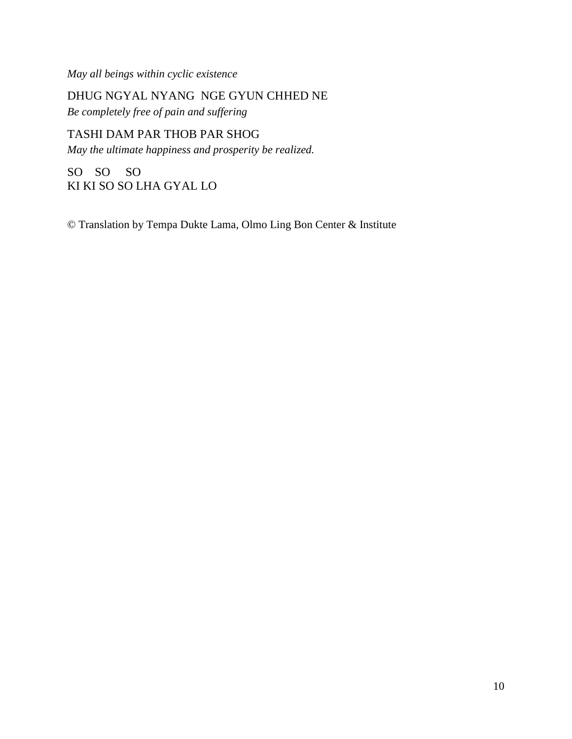*May all beings within cyclic existence*

DHUG NGYAL NYANG  NGE GYUN CHHED NE
*Be completely free of pain and suffering*

TASHI DAM PAR THOB PAR SHOG
*May the ultimate happiness and prosperity be realized.*

SO    SO     SO
KI KI SO SO LHA GYAL LO

© Translation by Tempa Dukte Lama, Olmo Ling Bon Center & Institute